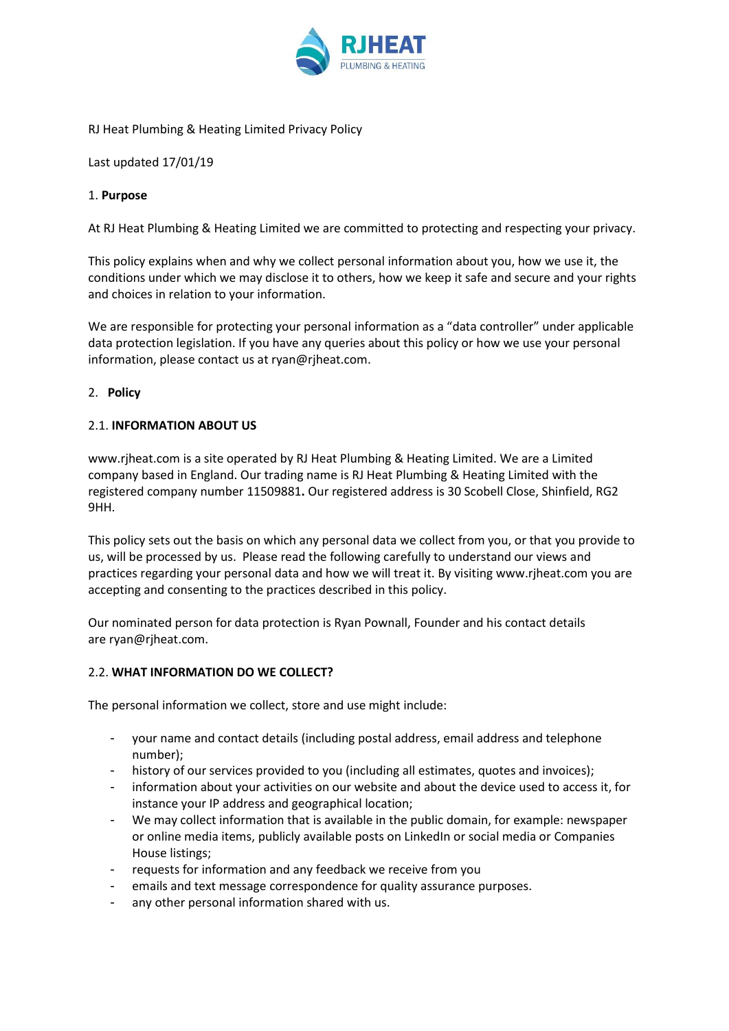RJ Heat Plumbing & Heating Limited Privacy Policy

Last updated 17/01/19

1. **Purpose**

At RJ Heat Plumbing & Heating Limited we are committed to protecting and respecting your privacy.

This policy explains when and why we collect personal information about you, how we use it, the conditions under which we may disclose it to others, how we keep it safe and secure and your rights and choices in relation to your information.

We are responsible for protecting your personal information as a "data controller" under applicable data protection legislation. If you have any queries about this policy or how we use your personal information, please contact us at ryan@rjheat.com.

2. **Policy**

2.1. **INFORMATION ABOUT US**

www.rjheat.com is a site operated by RJ Heat Plumbing & Heating Limited. We are a Limited company based in England. Our trading name is RJ Heat Plumbing & Heating Limited with the registered company number 11509881**.** Our registered address is 30 Scobell Close, Shinfield, RG2 9HH.

This policy sets out the basis on which any personal data we collect from you, or that you provide to us, will be processed by us. Please read the following carefully to understand our views and practices regarding your personal data and how we will treat it. By visiting www.rjheat.com you are accepting and consenting to the practices described in this policy.

Our nominated person for data protection is Ryan Pownall, Founder and his contact details are ryan@rjheat.com.

2.2. **WHAT INFORMATION DO WE COLLECT?**

The personal information we collect, store and use might include:

- your name and contact details (including postal address, email address and telephone number);
- history of our services provided to you (including all estimates, quotes and invoices);
- information about your activities on our website and about the device used to access it, for instance your IP address and geographical location;
- We may collect information that is available in the public domain, for example: newspaper or online media items, publicly available posts on LinkedIn or social media or Companies House listings;
- requests for information and any feedback we receive from you
- emails and text message correspondence for quality assurance purposes.
- any other personal information shared with us.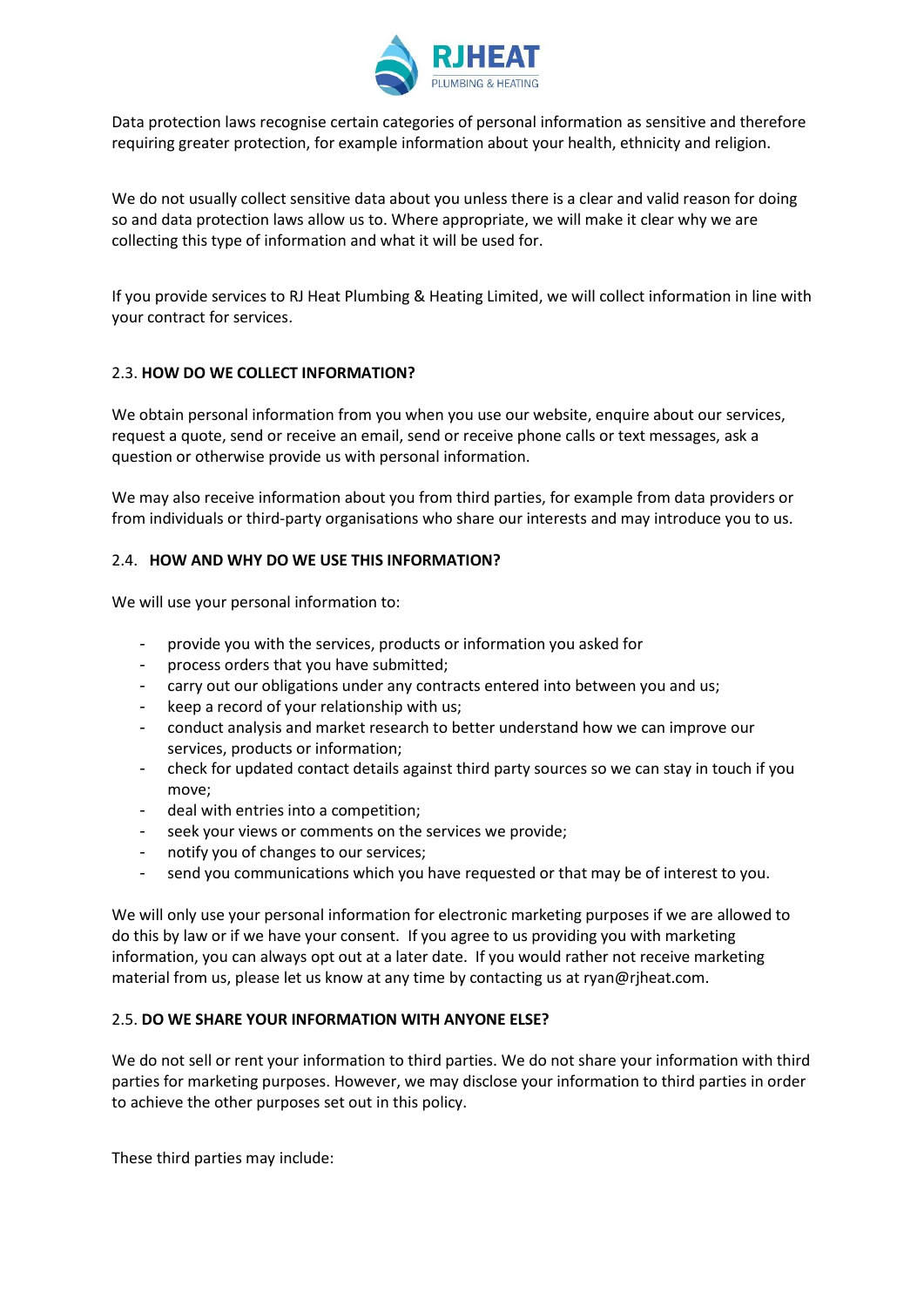Data protection laws recognise certain categories of personal information as sensitive and therefore requiring greater protection, for example information about your health, ethnicity and religion.

We do not usually collect sensitive data about you unless there is a clear and valid reason for doing so and data protection laws allow us to. Where appropriate, we will make it clear why we are collecting this type of information and what it will be used for.

If you provide services to RJ Heat Plumbing & Heating Limited, we will collect information in line with your contract for services.

### 2.3. HOW DO WE COLLECT INFORMATION?

We obtain personal information from you when you use our website, enquire about our services, request a quote, send or receive an email, send or receive phone calls or text messages, ask a question or otherwise provide us with personal information.

We may also receive information about you from third parties, for example from data providers or from individuals or third-party organisations who share our interests and may introduce you to us.

### 2.4. HOW AND WHY DO WE USE THIS INFORMATION?

We will use your personal information to:

- provide you with the services, products or information you asked for
- process orders that you have submitted;
- carry out our obligations under any contracts entered into between you and us;
- keep a record of your relationship with us;
- conduct analysis and market research to better understand how we can improve our services, products or information;
- check for updated contact details against third party sources so we can stay in touch if you move;
- deal with entries into a competition;
- seek your views or comments on the services we provide;
- notify you of changes to our services;
- send you communications which you have requested or that may be of interest to you.

We will only use your personal information for electronic marketing purposes if we are allowed to do this by law or if we have your consent. If you agree to us providing you with marketing information, you can always opt out at a later date. If you would rather not receive marketing material from us, please let us know at any time by contacting us at ryan@rjheat.com.

### 2.5. DO WE SHARE YOUR INFORMATION WITH ANYONE ELSE?

We do not sell or rent your information to third parties. We do not share your information with third parties for marketing purposes. However, we may disclose your information to third parties in order to achieve the other purposes set out in this policy.

These third parties may include: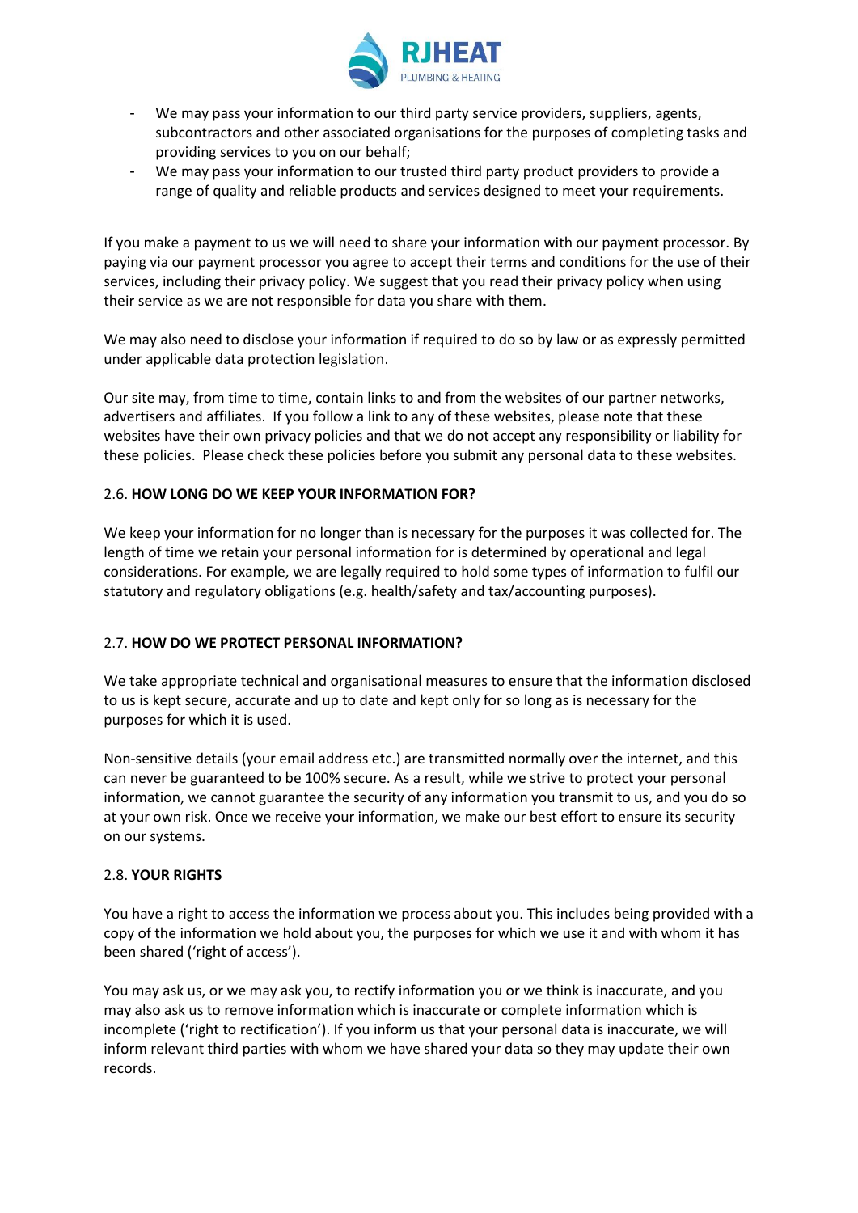- We may pass your information to our third party service providers, suppliers, agents, subcontractors and other associated organisations for the purposes of completing tasks and providing services to you on our behalf;
- We may pass your information to our trusted third party product providers to provide a range of quality and reliable products and services designed to meet your requirements.

If you make a payment to us we will need to share your information with our payment processor. By paying via our payment processor you agree to accept their terms and conditions for the use of their services, including their privacy policy. We suggest that you read their privacy policy when using their service as we are not responsible for data you share with them.

We may also need to disclose your information if required to do so by law or as expressly permitted under applicable data protection legislation.

Our site may, from time to time, contain links to and from the websites of our partner networks, advertisers and affiliates. If you follow a link to any of these websites, please note that these websites have their own privacy policies and that we do not accept any responsibility or liability for these policies. Please check these policies before you submit any personal data to these websites.

## 2.6. **HOW LONG DO WE KEEP YOUR INFORMATION FOR?**

We keep your information for no longer than is necessary for the purposes it was collected for. The length of time we retain your personal information for is determined by operational and legal considerations. For example, we are legally required to hold some types of information to fulfil our statutory and regulatory obligations (e.g. health/safety and tax/accounting purposes).

## 2.7. **HOW DO WE PROTECT PERSONAL INFORMATION?**

We take appropriate technical and organisational measures to ensure that the information disclosed to us is kept secure, accurate and up to date and kept only for so long as is necessary for the purposes for which it is used.

Non-sensitive details (your email address etc.) are transmitted normally over the internet, and this can never be guaranteed to be 100% secure. As a result, while we strive to protect your personal information, we cannot guarantee the security of any information you transmit to us, and you do so at your own risk. Once we receive your information, we make our best effort to ensure its security on our systems.

## 2.8. **YOUR RIGHTS**

You have a right to access the information we process about you. This includes being provided with a copy of the information we hold about you, the purposes for which we use it and with whom it has been shared ('right of access').

You may ask us, or we may ask you, to rectify information you or we think is inaccurate, and you may also ask us to remove information which is inaccurate or complete information which is incomplete ('right to rectification'). If you inform us that your personal data is inaccurate, we will inform relevant third parties with whom we have shared your data so they may update their own records.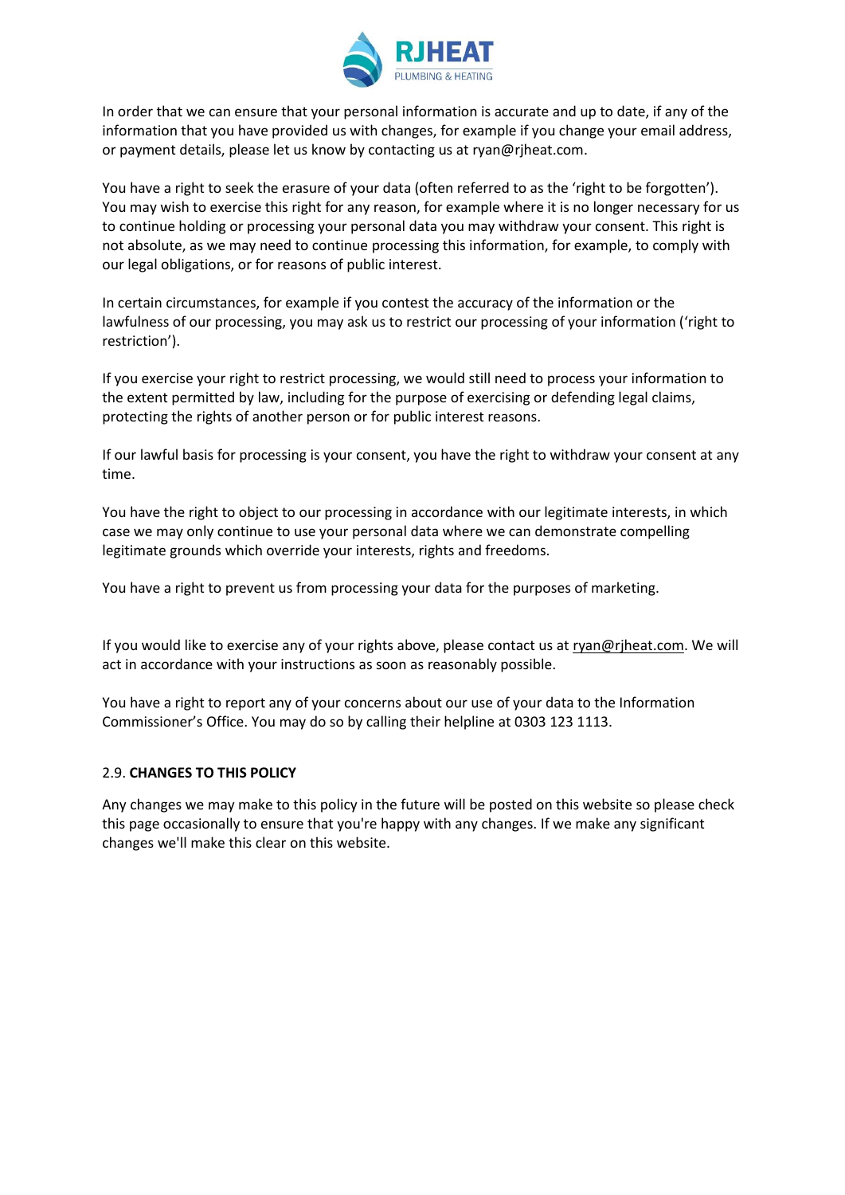In order that we can ensure that your personal information is accurate and up to date, if any of the information that you have provided us with changes, for example if you change your email address, or payment details, please let us know by contacting us at ryan@rjheat.com.

You have a right to seek the erasure of your data (often referred to as the 'right to be forgotten'). You may wish to exercise this right for any reason, for example where it is no longer necessary for us to continue holding or processing your personal data you may withdraw your consent. This right is not absolute, as we may need to continue processing this information, for example, to comply with our legal obligations, or for reasons of public interest.

In certain circumstances, for example if you contest the accuracy of the information or the lawfulness of our processing, you may ask us to restrict our processing of your information ('right to restriction').

If you exercise your right to restrict processing, we would still need to process your information to the extent permitted by law, including for the purpose of exercising or defending legal claims, protecting the rights of another person or for public interest reasons.

If our lawful basis for processing is your consent, you have the right to withdraw your consent at any time.

You have the right to object to our processing in accordance with our legitimate interests, in which case we may only continue to use your personal data where we can demonstrate compelling legitimate grounds which override your interests, rights and freedoms.

You have a right to prevent us from processing your data for the purposes of marketing.

If you would like to exercise any of your rights above, please contact us at ryan@rjheat.com. We will act in accordance with your instructions as soon as reasonably possible.

You have a right to report any of your concerns about our use of your data to the Information Commissioner's Office. You may do so by calling their helpline at 0303 123 1113.

## 2.9. **CHANGES TO THIS POLICY**

Any changes we may make to this policy in the future will be posted on this website so please check this page occasionally to ensure that you're happy with any changes. If we make any significant changes we'll make this clear on this website.